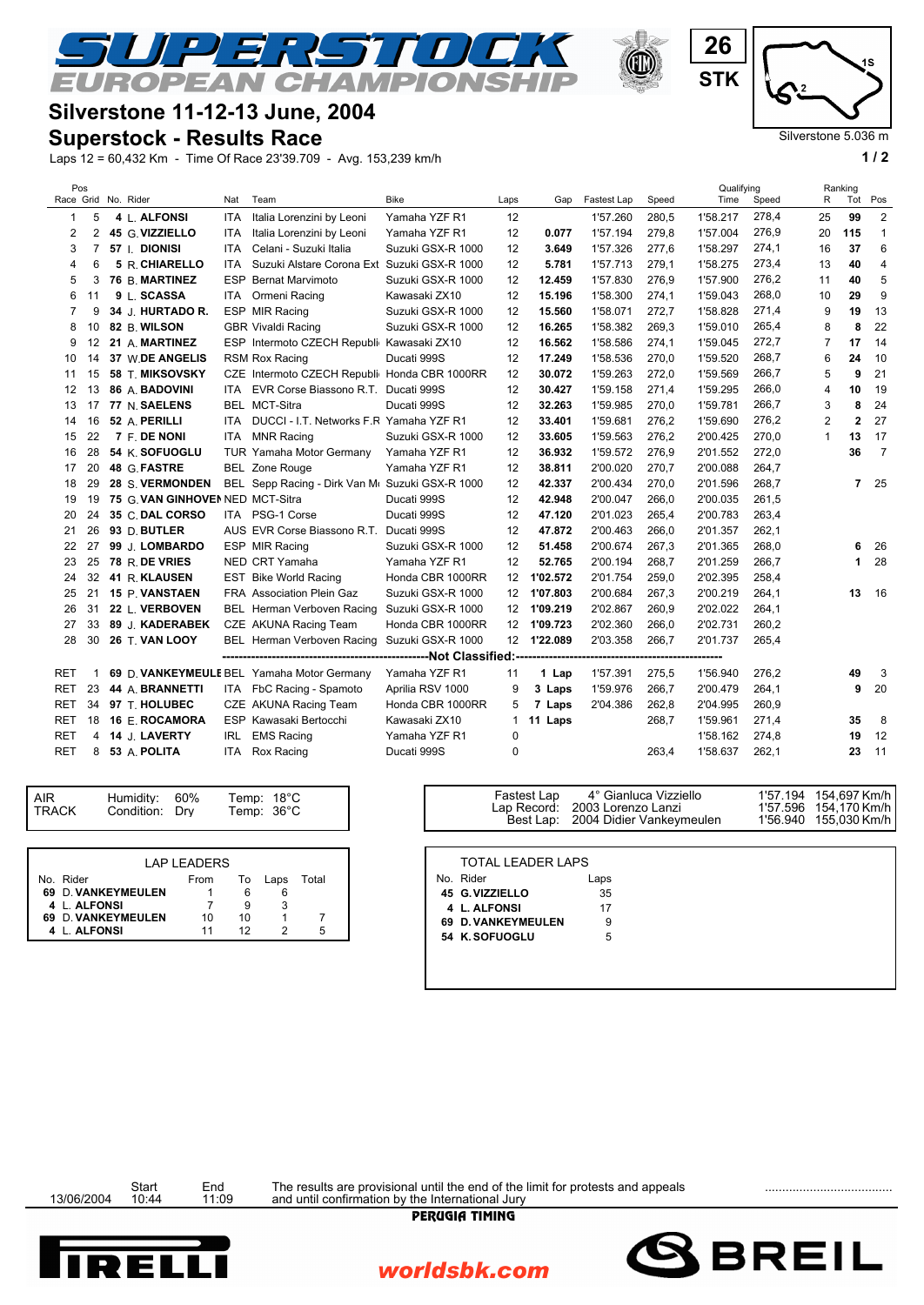# SUPERSTOCK EUROPEAN CHAMPIONSHIP

26 STK

## Silverstone 11-12-13 June, 2004

## Superstock - Results Race

Silverstone 5.036 m

Laps 12 = 60,432 Km - Time Of Race 23'39.709 - Avg. 153,239 km/h

| Pos Race | Grid | No. | Rider | Nat | Team | Bike | Laps | Gap | Fastest Lap | Speed | Qualifying Time | Qualifying Speed | Ranking R | Ranking Tot | Ranking Pos |
|---|---|---|---|---|---|---|---|---|---|---|---|---|---|---|---|
| 1 | 5 | 4 | L. ALFONSI | ITA | Italia Lorenzini by Leoni | Yamaha YZF R1 | 12 | | 1'57.260 | 280,5 | 1'58.217 | 278,4 | 25 | 99 | 2 |
| 2 | 2 | 45 | G. VIZZIELLO | ITA | Italia Lorenzini by Leoni | Yamaha YZF R1 | 12 | 0.077 | 1'57.194 | 279,8 | 1'57.004 | 276,9 | 20 | 115 | 1 |
| 3 | 7 | 57 | I. DIONISI | ITA | Celani - Suzuki Italia | Suzuki GSX-R 1000 | 12 | 3.649 | 1'57.326 | 277,6 | 1'58.297 | 274,1 | 16 | 37 | 6 |
| 4 | 6 | 5 | R. CHIARELLO | ITA | Suzuki Alstare Corona Ext | Suzuki GSX-R 1000 | 12 | 5.781 | 1'57.713 | 279,1 | 1'58.275 | 273,4 | 13 | 40 | 4 |
| 5 | 3 | 76 | B. MARTINEZ | ESP | Bernat Marvimoto | Suzuki GSX-R 1000 | 12 | 12.459 | 1'57.830 | 276,9 | 1'57.900 | 276,2 | 11 | 40 | 5 |
| 6 | 11 | 9 | L. SCASSA | ITA | Ormeni Racing | Kawasaki ZX10 | 12 | 15.196 | 1'58.300 | 274,1 | 1'59.043 | 268,0 | 10 | 29 | 9 |
| 7 | 9 | 34 | J. HURTADO R. | ESP | MIR Racing | Suzuki GSX-R 1000 | 12 | 15.560 | 1'58.071 | 272,7 | 1'58.828 | 271,4 | 9 | 19 | 13 |
| 8 | 10 | 82 | B. WILSON | GBR | Vivaldi Racing | Suzuki GSX-R 1000 | 12 | 16.265 | 1'58.382 | 269,3 | 1'59.010 | 265,4 | 8 | 8 | 22 |
| 9 | 12 | 21 | A. MARTINEZ | ESP | Intermoto CZECH Republi | Kawasaki ZX10 | 12 | 16.562 | 1'58.586 | 274,1 | 1'59.045 | 272,7 | 7 | 17 | 14 |
| 10 | 14 | 37 | W. DE ANGELIS | RSM | Rox Racing | Ducati 999S | 12 | 17.249 | 1'58.536 | 270,0 | 1'59.520 | 268,7 | 6 | 24 | 10 |
| 11 | 15 | 58 | T. MIKSOVSKY | CZE | Intermoto CZECH Republi | Honda CBR 1000RR | 12 | 30.072 | 1'59.263 | 272,0 | 1'59.569 | 266,7 | 5 | 9 | 21 |
| 12 | 13 | 86 | A. BADOVINI | ITA | EVR Corse Biassono R.T. | Ducati 999S | 12 | 30.427 | 1'59.158 | 271,4 | 1'59.295 | 266,0 | 4 | 10 | 19 |
| 13 | 17 | 77 | N. SAELENS | BEL | MCT-Sitra | Ducati 999S | 12 | 32.263 | 1'59.985 | 270,0 | 1'59.781 | 266,7 | 3 | 8 | 24 |
| 14 | 16 | 52 | A. PERILLI | ITA | DUCCI - I.T. Networks F.R | Yamaha YZF R1 | 12 | 33.401 | 1'59.681 | 276,2 | 1'59.690 | 276,2 | 2 | 2 | 27 |
| 15 | 22 | 7 | F. DE NONI | ITA | MNR Racing | Suzuki GSX-R 1000 | 12 | 33.605 | 1'59.563 | 276,2 | 2'00.425 | 270,0 | 1 | 13 | 17 |
| 16 | 28 | 54 | K. SOFUOGLU | TUR | Yamaha Motor Germany | Yamaha YZF R1 | 12 | 36.932 | 1'59.572 | 276,9 | 2'01.552 | 272,0 | | 36 | 7 |
| 17 | 20 | 48 | G. FASTRE | BEL | Zone Rouge | Yamaha YZF R1 | 12 | 38.811 | 2'00.020 | 270,7 | 2'00.088 | 264,7 | | | |
| 18 | 29 | 28 | S. VERMONDEN | BEL | Sepp Racing - Dirk Van Me | Suzuki GSX-R 1000 | 12 | 42.337 | 2'00.434 | 270,0 | 2'01.596 | 268,7 | | 7 | 25 |
| 19 | 19 | 75 | G. VAN GINHOVEN | NED | MCT-Sitra | Ducati 999S | 12 | 42.948 | 2'00.047 | 266,0 | 2'00.035 | 261,5 | | | |
| 20 | 24 | 35 | C. DAL CORSO | ITA | PSG-1 Corse | Ducati 999S | 12 | 47.120 | 2'01.023 | 265,4 | 2'00.783 | 263,4 | | | |
| 21 | 26 | 93 | D. BUTLER | AUS | EVR Corse Biassono R.T. | Ducati 999S | 12 | 47.872 | 2'00.463 | 266,0 | 2'01.357 | 262,1 | | | |
| 22 | 27 | 99 | J. LOMBARDO | ESP | MIR Racing | Suzuki GSX-R 1000 | 12 | 51.458 | 2'00.674 | 267,3 | 2'01.365 | 268,0 | | 6 | 26 |
| 23 | 25 | 78 | R. DE VRIES | NED | CRT Yamaha | Yamaha YZF R1 | 12 | 52.765 | 2'00.194 | 268,7 | 2'01.259 | 266,7 | | 1 | 28 |
| 24 | 32 | 41 | R. KLAUSEN | EST | Bike World Racing | Honda CBR 1000RR | 12 | 1'02.572 | 2'01.754 | 259,0 | 2'02.395 | 258,4 | | | |
| 25 | 21 | 15 | P. VANSTAEN | FRA | Association Plein Gaz | Suzuki GSX-R 1000 | 12 | 1'07.803 | 2'00.684 | 267,3 | 2'00.219 | 264,1 | | 13 | 16 |
| 26 | 31 | 22 | L. VERBOVEN | BEL | Herman Verboven Racing | Suzuki GSX-R 1000 | 12 | 1'09.219 | 2'02.867 | 260,9 | 2'02.022 | 264,1 | | | |
| 27 | 33 | 89 | J. KADERABEK | CZE | AKUNA Racing Team | Honda CBR 1000RR | 12 | 1'09.723 | 2'02.360 | 266,0 | 2'02.731 | 260,2 | | | |
| 28 | 30 | 26 | T. VAN LOOY | BEL | Herman Verboven Racing | Suzuki GSX-R 1000 | 12 | 1'22.089 | 2'03.358 | 266,7 | 2'01.737 | 265,4 | | | |
| **Not Classified:** | | | | | | | | | | | | | | | |
| RET | 1 | 69 | D. VANKEYMEULEN | BEL | Yamaha Motor Germany | Yamaha YZF R1 | 11 | 1 Lap | 1'57.391 | 275,5 | 1'56.940 | 276,2 | | 49 | 3 |
| RET | 23 | 44 | A. BRANNETTI | ITA | FbC Racing - Spamoto | Aprilia RSV 1000 | 9 | 3 Laps | 1'59.976 | 266,7 | 2'00.479 | 264,1 | | 9 | 20 |
| RET | 34 | 97 | T. HOLUBEC | CZE | AKUNA Racing Team | Honda CBR 1000RR | 5 | 7 Laps | 2'04.386 | 262,8 | 2'04.995 | 260,9 | | | |
| RET | 18 | 16 | E. ROCAMORA | ESP | Kawasaki Bertocchi | Kawasaki ZX10 | 1 | 11 Laps | | 268,7 | 1'59.961 | 271,4 | | 35 | 8 |
| RET | 4 | 14 | J. LAVERTY | IRL | EMS Racing | Yamaha YZF R1 | 0 | | | | 1'58.162 | 274,8 | | 19 | 12 |
| RET | 8 | 53 | A. POLITA | ITA | Rox Racing | Ducati 999S | 0 | | | 263,4 | 1'58.637 | 262,1 | | 23 | 11 |

| AIR | Humidity: 60% | Temp: 18°C |
|---|---|---|
| TRACK | Condition: Dry | Temp: 36°C |

| | | | |
|---|---|---|---|
| Fastest Lap | 4° Gianluca Vizziello | 1'57.194 | 154,697 Km/h |
| Lap Record: | 2003 Lorenzo Lanzi | 1'57.596 | 154,170 Km/h |
| Best Lap: | 2004 Didier Vankeymeulen | 1'56.940 | 155,030 Km/h |

**LAP LEADERS**

| No. | Rider | From | To | Laps | Total |
|---|---|---|---|---|---|
| 69 | D. VANKEYMEULEN | 1 | 6 | 6 | |
| 4 | L. ALFONSI | 7 | 9 | 3 | |
| 69 | D. VANKEYMEULEN | 10 | 10 | 1 | 7 |
| 4 | L. ALFONSI | 11 | 12 | 2 | 5 |

**TOTAL LEADER LAPS**

| No. | Rider | Laps |
|---|---|---|
| 45 | G. VIZZIELLO | 35 |
| 4 | L. ALFONSI | 17 |
| 69 | D. VANKEYMEULEN | 9 |
| 54 | K. SOFUOGLU | 5 |

| | Start | End |
|---|---|---|
| 13/06/2004 | 10:44 | 11:09 |

The results are provisional until the end of the limit for protests and appeals and until confirmation by the International Jury

....................................

PERUGIA TIMING

PIRELLI — worldsbk.com — BREIL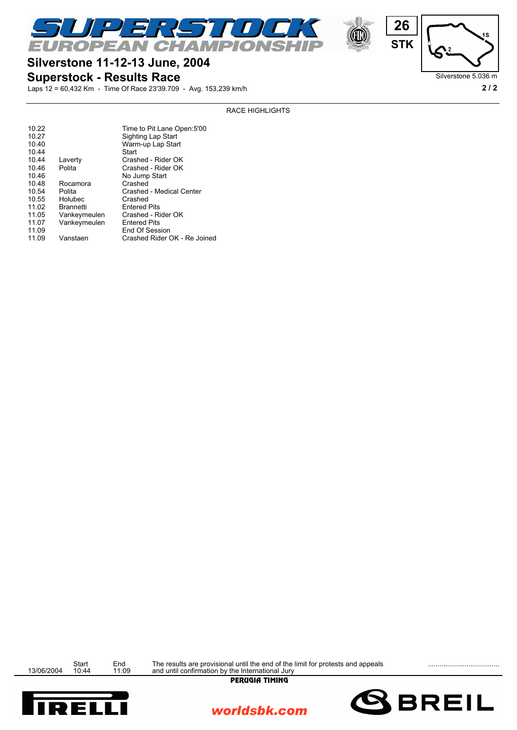# Silverstone 11-12-13 June, 2004

## Superstock - Results Race

Laps 12 = 60,432 Km - Time Of Race 23'39.709 - Avg. 153,239 km/h

26 STK

Silverstone 5.036 m

### RACE HIGHLIGHTS

| | | |
|---|---|---|
| 10.22 | | Time to Pit Lane Open:5'00 |
| 10.27 | | Sighting Lap Start |
| 10.40 | | Warm-up Lap Start |
| 10.44 | | Start |
| 10.44 | Laverty | Crashed - Rider OK |
| 10.46 | Polita | Crashed - Rider OK |
| 10.46 | | No Jump Start |
| 10.48 | Rocamora | Crashed |
| 10.54 | Polita | Crashed - Medical Center |
| 10.55 | Holubec | Crashed |
| 11.02 | Brannetti | Entered Pits |
| 11.05 | Vankeymeulen | Crashed - Rider OK |
| 11.07 | Vankeymeulen | Entered Pits |
| 11.09 | | End Of Session |
| 11.09 | Vanstaen | Crashed Rider OK - Re Joined |

| | Start | End |
|---|---|---|
| 13/06/2004 | 10:44 | 11:09 |

The results are provisional until the end of the limit for protests and appeals and until confirmation by the International Jury

.....................................

PERUGIA TIMING

PIRELLI

worldsbk.com

BREIL